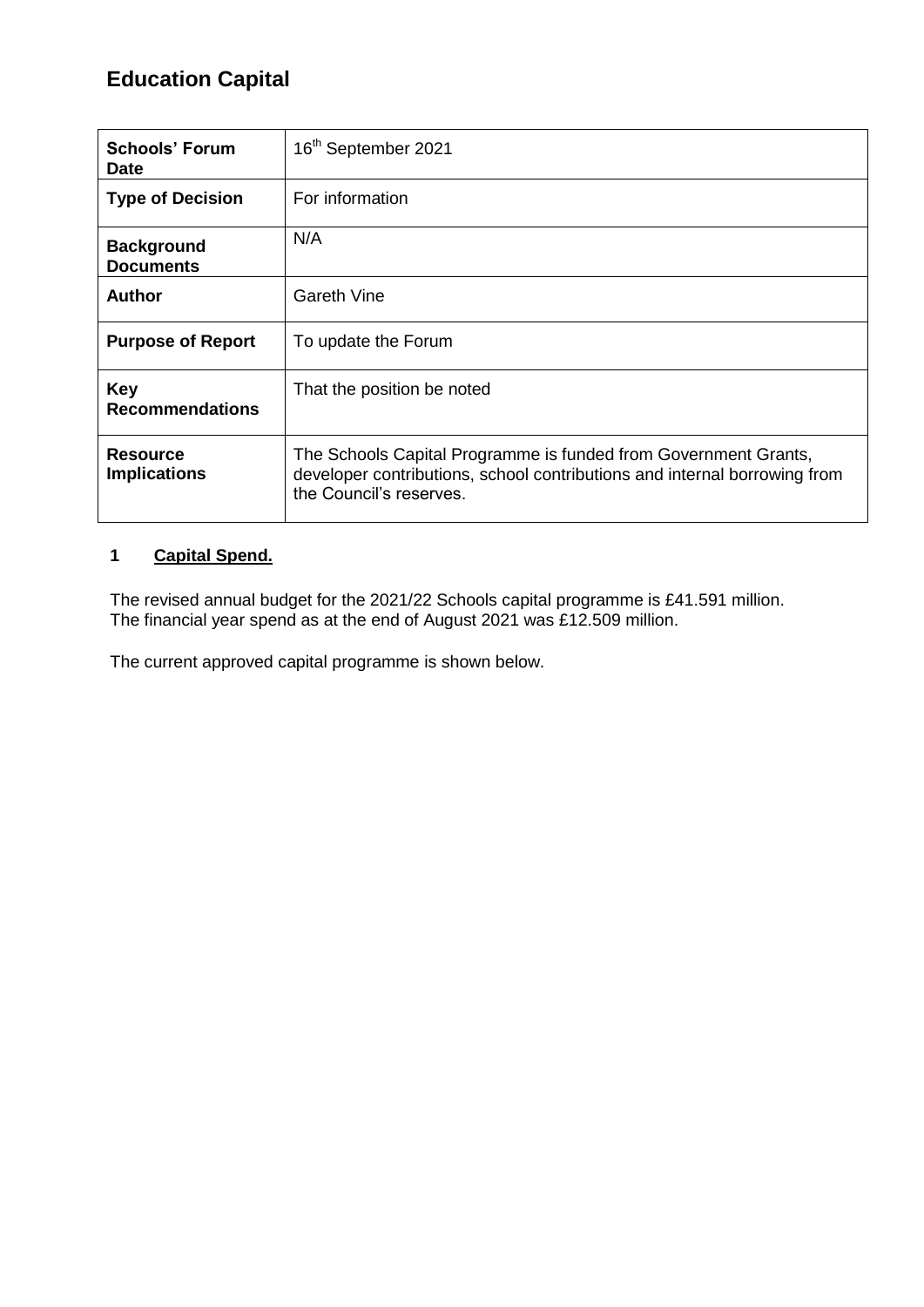# Education Capital

| | |
|---|---|
| **Schools' Forum Date** | 16th September 2021 |
| **Type of Decision** | For information |
| **Background Documents** | N/A |
| **Author** | Gareth Vine |
| **Purpose of Report** | To update the Forum |
| **Key Recommendations** | That the position be noted |
| **Resource Implications** | The Schools Capital Programme is funded from Government Grants, developer contributions, school contributions and internal borrowing from the Council's reserves. |

## 1 Capital Spend.

The revised annual budget for the 2021/22 Schools capital programme is £41.591 million. The financial year spend as at the end of August 2021 was £12.509 million.

The current approved capital programme is shown below.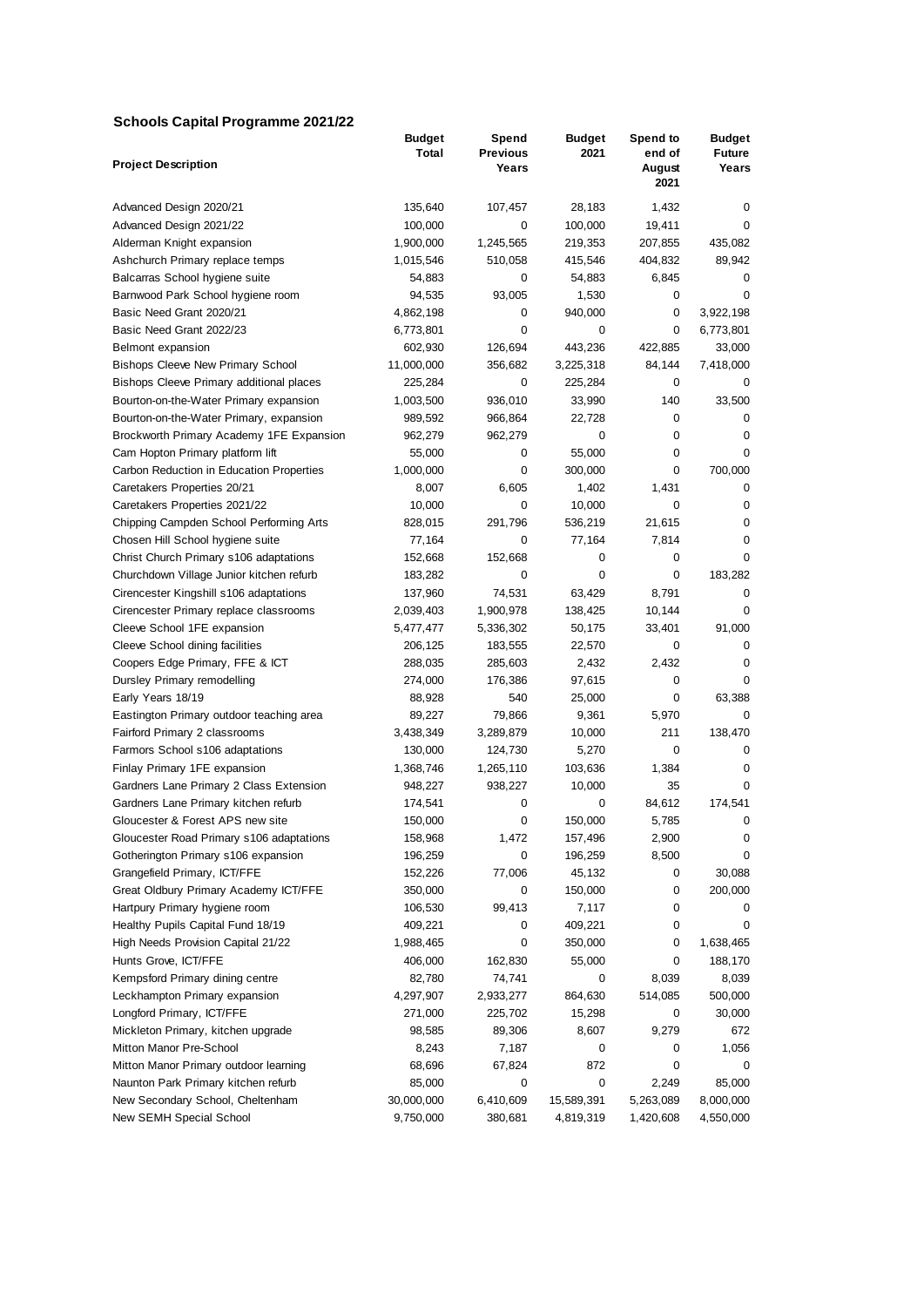## Schools Capital Programme 2021/22

| Project Description | Budget Total | Spend Previous Years | Budget 2021 | Spend to end of August 2021 | Budget Future Years |
|---|---|---|---|---|---|
| Advanced Design 2020/21 | 135,640 | 107,457 | 28,183 | 1,432 | 0 |
| Advanced Design 2021/22 | 100,000 | 0 | 100,000 | 19,411 | 0 |
| Alderman Knight expansion | 1,900,000 | 1,245,565 | 219,353 | 207,855 | 435,082 |
| Ashchurch Primary replace temps | 1,015,546 | 510,058 | 415,546 | 404,832 | 89,942 |
| Balcarras School hygiene suite | 54,883 | 0 | 54,883 | 6,845 | 0 |
| Barnwood Park School hygiene room | 94,535 | 93,005 | 1,530 | 0 | 0 |
| Basic Need Grant 2020/21 | 4,862,198 | 0 | 940,000 | 0 | 3,922,198 |
| Basic Need Grant 2022/23 | 6,773,801 | 0 | 0 | 0 | 6,773,801 |
| Belmont expansion | 602,930 | 126,694 | 443,236 | 422,885 | 33,000 |
| Bishops Cleeve New Primary School | 11,000,000 | 356,682 | 3,225,318 | 84,144 | 7,418,000 |
| Bishops Cleeve Primary additional places | 225,284 | 0 | 225,284 | 0 | 0 |
| Bourton-on-the-Water Primary expansion | 1,003,500 | 936,010 | 33,990 | 140 | 33,500 |
| Bourton-on-the-Water Primary, expansion | 989,592 | 966,864 | 22,728 | 0 | 0 |
| Brockworth Primary Academy 1FE Expansion | 962,279 | 962,279 | 0 | 0 | 0 |
| Cam Hopton Primary platform lift | 55,000 | 0 | 55,000 | 0 | 0 |
| Carbon Reduction in Education Properties | 1,000,000 | 0 | 300,000 | 0 | 700,000 |
| Caretakers Properties 20/21 | 8,007 | 6,605 | 1,402 | 1,431 | 0 |
| Caretakers Properties 2021/22 | 10,000 | 0 | 10,000 | 0 | 0 |
| Chipping Campden School Performing Arts | 828,015 | 291,796 | 536,219 | 21,615 | 0 |
| Chosen Hill School hygiene suite | 77,164 | 0 | 77,164 | 7,814 | 0 |
| Christ Church Primary s106 adaptations | 152,668 | 152,668 | 0 | 0 | 0 |
| Churchdown Village Junior kitchen refurb | 183,282 | 0 | 0 | 0 | 183,282 |
| Cirencester Kingshill s106 adaptations | 137,960 | 74,531 | 63,429 | 8,791 | 0 |
| Cirencester Primary replace classrooms | 2,039,403 | 1,900,978 | 138,425 | 10,144 | 0 |
| Cleeve School 1FE expansion | 5,477,477 | 5,336,302 | 50,175 | 33,401 | 91,000 |
| Cleeve School dining facilities | 206,125 | 183,555 | 22,570 | 0 | 0 |
| Coopers Edge Primary, FFE & ICT | 288,035 | 285,603 | 2,432 | 2,432 | 0 |
| Dursley Primary remodelling | 274,000 | 176,386 | 97,615 | 0 | 0 |
| Early Years 18/19 | 88,928 | 540 | 25,000 | 0 | 63,388 |
| Eastington Primary outdoor teaching area | 89,227 | 79,866 | 9,361 | 5,970 | 0 |
| Fairford Primary 2 classrooms | 3,438,349 | 3,289,879 | 10,000 | 211 | 138,470 |
| Farmors School s106 adaptations | 130,000 | 124,730 | 5,270 | 0 | 0 |
| Finlay Primary 1FE expansion | 1,368,746 | 1,265,110 | 103,636 | 1,384 | 0 |
| Gardners Lane Primary 2 Class Extension | 948,227 | 938,227 | 10,000 | 35 | 0 |
| Gardners Lane Primary kitchen refurb | 174,541 | 0 | 0 | 84,612 | 174,541 |
| Gloucester & Forest APS new site | 150,000 | 0 | 150,000 | 5,785 | 0 |
| Gloucester Road Primary s106 adaptations | 158,968 | 1,472 | 157,496 | 2,900 | 0 |
| Gotherington Primary s106 expansion | 196,259 | 0 | 196,259 | 8,500 | 0 |
| Grangefield Primary, ICT/FFE | 152,226 | 77,006 | 45,132 | 0 | 30,088 |
| Great Oldbury Primary Academy ICT/FFE | 350,000 | 0 | 150,000 | 0 | 200,000 |
| Hartpury Primary hygiene room | 106,530 | 99,413 | 7,117 | 0 | 0 |
| Healthy Pupils Capital Fund 18/19 | 409,221 | 0 | 409,221 | 0 | 0 |
| High Needs Provision Capital 21/22 | 1,988,465 | 0 | 350,000 | 0 | 1,638,465 |
| Hunts Grove, ICT/FFE | 406,000 | 162,830 | 55,000 | 0 | 188,170 |
| Kempsford Primary dining centre | 82,780 | 74,741 | 0 | 8,039 | 8,039 |
| Leckhampton Primary expansion | 4,297,907 | 2,933,277 | 864,630 | 514,085 | 500,000 |
| Longford Primary, ICT/FFE | 271,000 | 225,702 | 15,298 | 0 | 30,000 |
| Mickleton Primary, kitchen upgrade | 98,585 | 89,306 | 8,607 | 9,279 | 672 |
| Mitton Manor Pre-School | 8,243 | 7,187 | 0 | 0 | 1,056 |
| Mitton Manor Primary outdoor learning | 68,696 | 67,824 | 872 | 0 | 0 |
| Naunton Park Primary kitchen refurb | 85,000 | 0 | 0 | 2,249 | 85,000 |
| New Secondary School, Cheltenham | 30,000,000 | 6,410,609 | 15,589,391 | 5,263,089 | 8,000,000 |
| New SEMH Special School | 9,750,000 | 380,681 | 4,819,319 | 1,420,608 | 4,550,000 |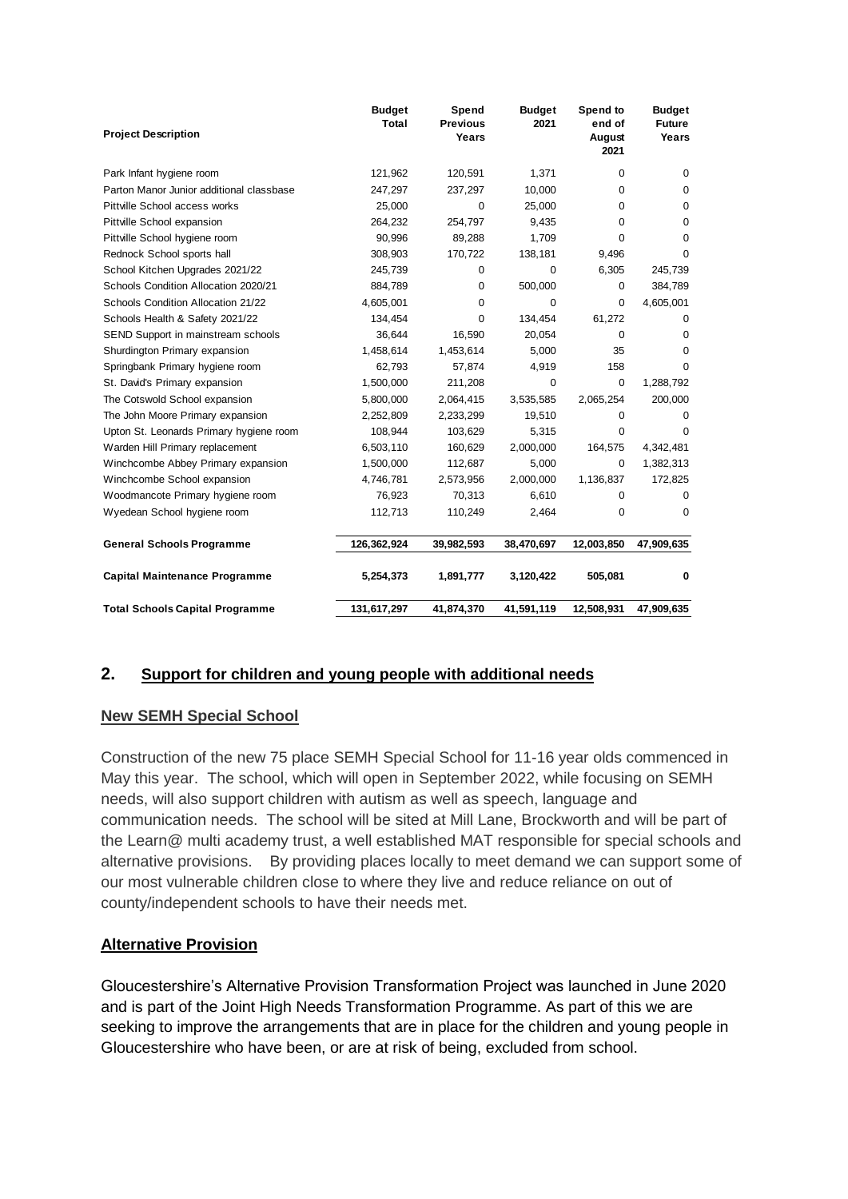| Project Description | Budget Total | Spend Previous Years | Budget 2021 | Spend to end of August 2021 | Budget Future Years |
|---|---|---|---|---|---|
| Park Infant hygiene room | 121,962 | 120,591 | 1,371 | 0 | 0 |
| Parton Manor Junior additional classbase | 247,297 | 237,297 | 10,000 | 0 | 0 |
| Pittville School access works | 25,000 | 0 | 25,000 | 0 | 0 |
| Pittville School expansion | 264,232 | 254,797 | 9,435 | 0 | 0 |
| Pittville School hygiene room | 90,996 | 89,288 | 1,709 | 0 | 0 |
| Rednock School sports hall | 308,903 | 170,722 | 138,181 | 9,496 | 0 |
| School Kitchen Upgrades 2021/22 | 245,739 | 0 | 0 | 6,305 | 245,739 |
| Schools Condition Allocation 2020/21 | 884,789 | 0 | 500,000 | 0 | 384,789 |
| Schools Condition Allocation 21/22 | 4,605,001 | 0 | 0 | 0 | 4,605,001 |
| Schools Health & Safety 2021/22 | 134,454 | 0 | 134,454 | 61,272 | 0 |
| SEND Support in mainstream schools | 36,644 | 16,590 | 20,054 | 0 | 0 |
| Shurdington Primary expansion | 1,458,614 | 1,453,614 | 5,000 | 35 | 0 |
| Springbank Primary hygiene room | 62,793 | 57,874 | 4,919 | 158 | 0 |
| St. David's Primary expansion | 1,500,000 | 211,208 | 0 | 0 | 1,288,792 |
| The Cotswold School expansion | 5,800,000 | 2,064,415 | 3,535,585 | 2,065,254 | 200,000 |
| The John Moore Primary expansion | 2,252,809 | 2,233,299 | 19,510 | 0 | 0 |
| Upton St. Leonards Primary hygiene room | 108,944 | 103,629 | 5,315 | 0 | 0 |
| Warden Hill Primary replacement | 6,503,110 | 160,629 | 2,000,000 | 164,575 | 4,342,481 |
| Winchcombe Abbey Primary expansion | 1,500,000 | 112,687 | 5,000 | 0 | 1,382,313 |
| Winchcombe School expansion | 4,746,781 | 2,573,956 | 2,000,000 | 1,136,837 | 172,825 |
| Woodmancote Primary hygiene room | 76,923 | 70,313 | 6,610 | 0 | 0 |
| Wyedean School hygiene room | 112,713 | 110,249 | 2,464 | 0 | 0 |
| **General Schools Programme** | **126,362,924** | **39,982,593** | **38,470,697** | **12,003,850** | **47,909,635** |
| **Capital Maintenance Programme** | **5,254,373** | **1,891,777** | **3,120,422** | **505,081** | **0** |
| **Total Schools Capital Programme** | **131,617,297** | **41,874,370** | **41,591,119** | **12,508,931** | **47,909,635** |

## 2. Support for children and young people with additional needs

### New SEMH Special School

Construction of the new 75 place SEMH Special School for 11-16 year olds commenced in May this year. The school, which will open in September 2022, while focusing on SEMH needs, will also support children with autism as well as speech, language and communication needs. The school will be sited at Mill Lane, Brockworth and will be part of the Learn@ multi academy trust, a well established MAT responsible for special schools and alternative provisions. By providing places locally to meet demand we can support some of our most vulnerable children close to where they live and reduce reliance on out of county/independent schools to have their needs met.

### Alternative Provision

Gloucestershire's Alternative Provision Transformation Project was launched in June 2020 and is part of the Joint High Needs Transformation Programme. As part of this we are seeking to improve the arrangements that are in place for the children and young people in Gloucestershire who have been, or are at risk of being, excluded from school.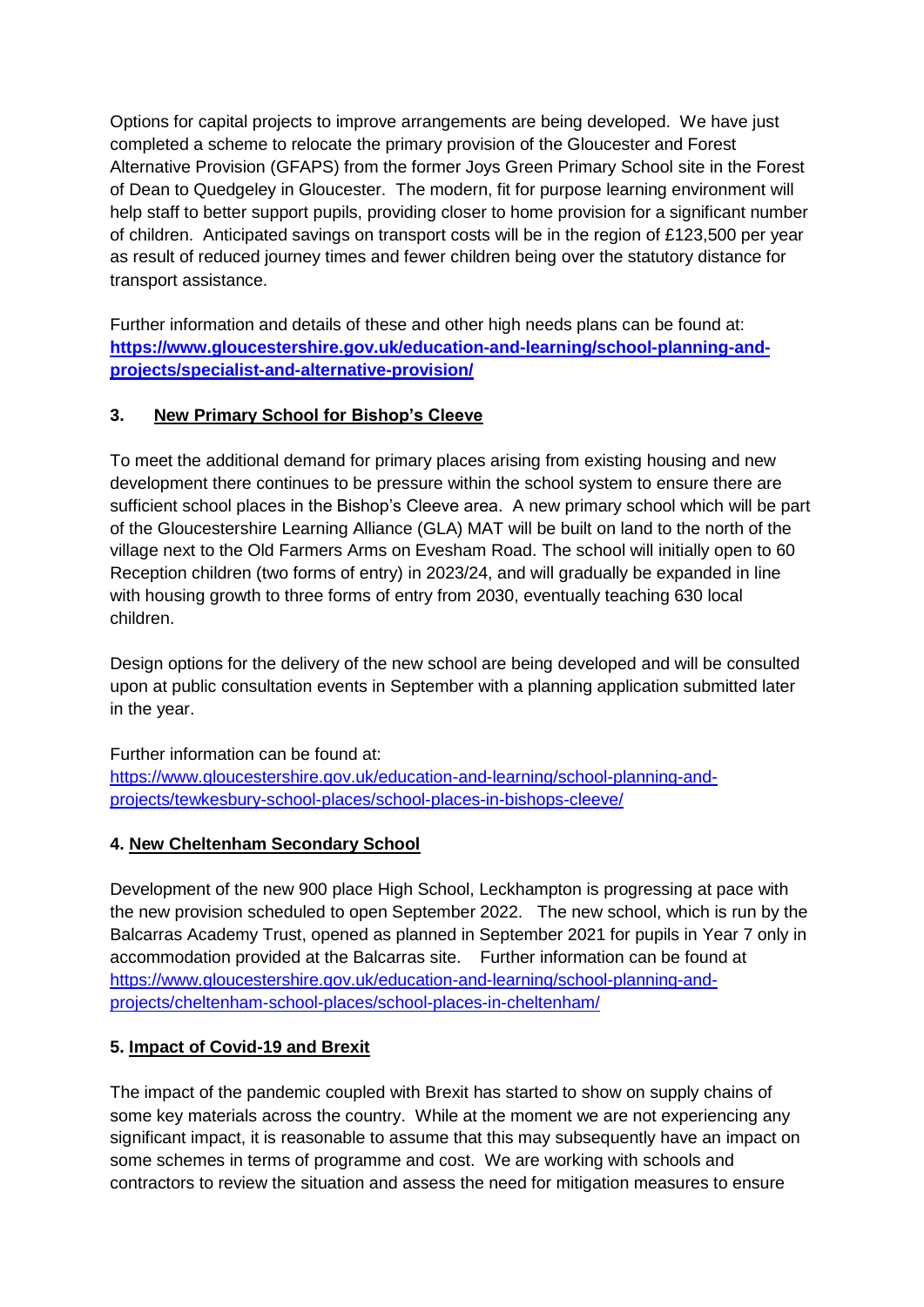Options for capital projects to improve arrangements are being developed. We have just completed a scheme to relocate the primary provision of the Gloucester and Forest Alternative Provision (GFAPS) from the former Joys Green Primary School site in the Forest of Dean to Quedgeley in Gloucester. The modern, fit for purpose learning environment will help staff to better support pupils, providing closer to home provision for a significant number of children. Anticipated savings on transport costs will be in the region of £123,500 per year as result of reduced journey times and fewer children being over the statutory distance for transport assistance.

Further information and details of these and other high needs plans can be found at: **https://www.gloucestershire.gov.uk/education-and-learning/school-planning-and-projects/specialist-and-alternative-provision/**

## 3. New Primary School for Bishop's Cleeve

To meet the additional demand for primary places arising from existing housing and new development there continues to be pressure within the school system to ensure there are sufficient school places in the Bishop's Cleeve area. A new primary school which will be part of the Gloucestershire Learning Alliance (GLA) MAT will be built on land to the north of the village next to the Old Farmers Arms on Evesham Road. The school will initially open to 60 Reception children (two forms of entry) in 2023/24, and will gradually be expanded in line with housing growth to three forms of entry from 2030, eventually teaching 630 local children.

Design options for the delivery of the new school are being developed and will be consulted upon at public consultation events in September with a planning application submitted later in the year.

Further information can be found at:
https://www.gloucestershire.gov.uk/education-and-learning/school-planning-and-projects/tewkesbury-school-places/school-places-in-bishops-cleeve/

## 4. New Cheltenham Secondary School

Development of the new 900 place High School, Leckhampton is progressing at pace with the new provision scheduled to open September 2022. The new school, which is run by the Balcarras Academy Trust, opened as planned in September 2021 for pupils in Year 7 only in accommodation provided at the Balcarras site. Further information can be found at https://www.gloucestershire.gov.uk/education-and-learning/school-planning-and-projects/cheltenham-school-places/school-places-in-cheltenham/

## 5. Impact of Covid-19 and Brexit

The impact of the pandemic coupled with Brexit has started to show on supply chains of some key materials across the country. While at the moment we are not experiencing any significant impact, it is reasonable to assume that this may subsequently have an impact on some schemes in terms of programme and cost. We are working with schools and contractors to review the situation and assess the need for mitigation measures to ensure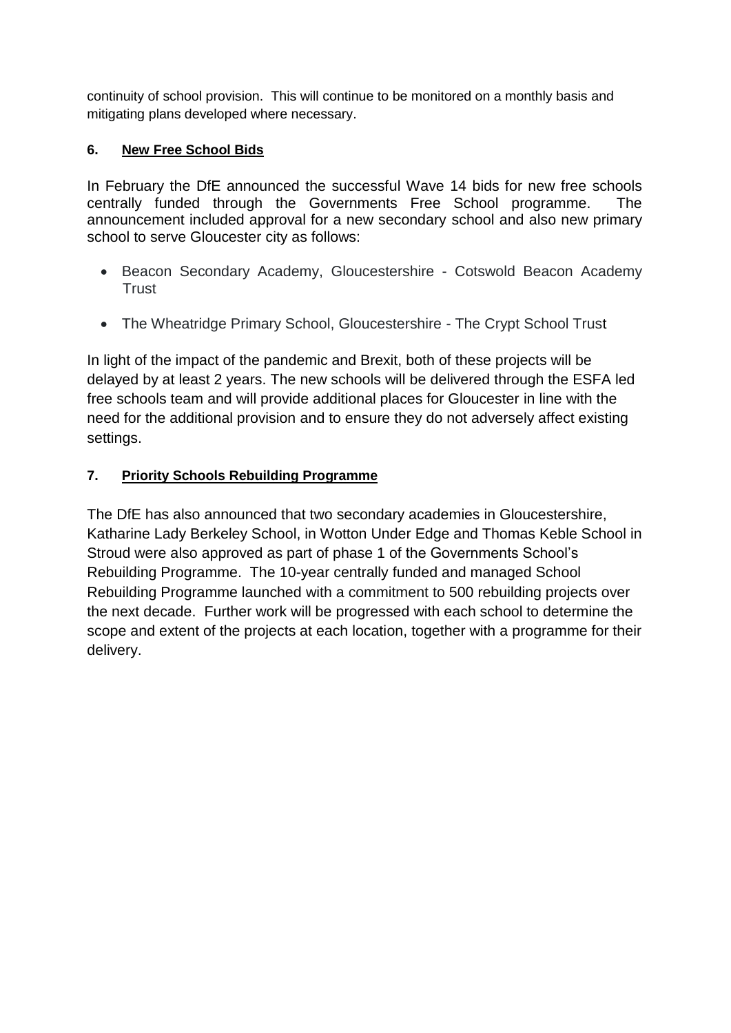continuity of school provision. This will continue to be monitored on a monthly basis and mitigating plans developed where necessary.

## 6. New Free School Bids

In February the DfE announced the successful Wave 14 bids for new free schools centrally funded through the Governments Free School programme. The announcement included approval for a new secondary school and also new primary school to serve Gloucester city as follows:

- Beacon Secondary Academy, Gloucestershire - Cotswold Beacon Academy Trust
- The Wheatridge Primary School, Gloucestershire - The Crypt School Trust

In light of the impact of the pandemic and Brexit, both of these projects will be delayed by at least 2 years. The new schools will be delivered through the ESFA led free schools team and will provide additional places for Gloucester in line with the need for the additional provision and to ensure they do not adversely affect existing settings.

## 7. Priority Schools Rebuilding Programme

The DfE has also announced that two secondary academies in Gloucestershire, Katharine Lady Berkeley School, in Wotton Under Edge and Thomas Keble School in Stroud were also approved as part of phase 1 of the Governments School's Rebuilding Programme. The 10-year centrally funded and managed School Rebuilding Programme launched with a commitment to 500 rebuilding projects over the next decade. Further work will be progressed with each school to determine the scope and extent of the projects at each location, together with a programme for their delivery.